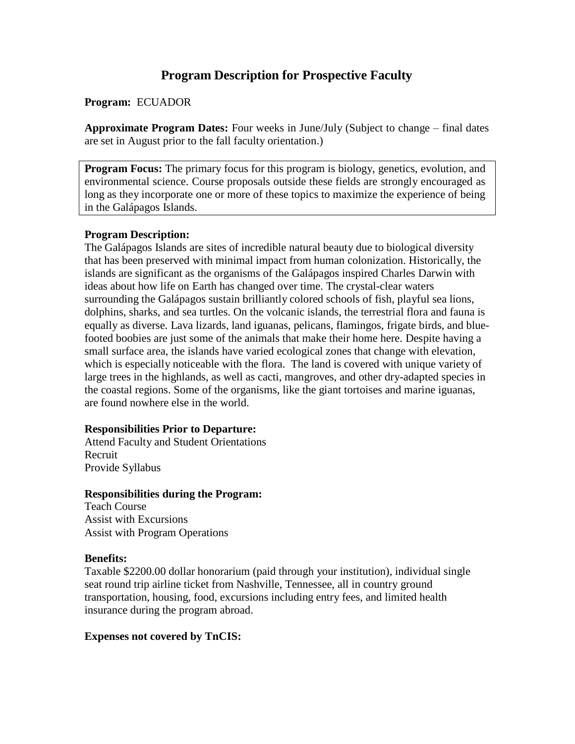# Program Description for Prospective Faculty

**Program:** ECUADOR

**Approximate Program Dates:** Four weeks in June/July (Subject to change – final dates are set in August prior to the fall faculty orientation.)

**Program Focus:** The primary focus for this program is biology, genetics, evolution, and environmental science. Course proposals outside these fields are strongly encouraged as long as they incorporate one or more of these topics to maximize the experience of being in the Galápagos Islands.

**Program Description:**

The Galápagos Islands are sites of incredible natural beauty due to biological diversity that has been preserved with minimal impact from human colonization. Historically, the islands are significant as the organisms of the Galápagos inspired Charles Darwin with ideas about how life on Earth has changed over time. The crystal-clear waters surrounding the Galápagos sustain brilliantly colored schools of fish, playful sea lions, dolphins, sharks, and sea turtles. On the volcanic islands, the terrestrial flora and fauna is equally as diverse. Lava lizards, land iguanas, pelicans, flamingos, frigate birds, and blue-footed boobies are just some of the animals that make their home here. Despite having a small surface area, the islands have varied ecological zones that change with elevation, which is especially noticeable with the flora. The land is covered with unique variety of large trees in the highlands, as well as cacti, mangroves, and other dry-adapted species in the coastal regions. Some of the organisms, like the giant tortoises and marine iguanas, are found nowhere else in the world.

**Responsibilities Prior to Departure:**

Attend Faculty and Student Orientations
Recruit
Provide Syllabus

**Responsibilities during the Program:**

Teach Course
Assist with Excursions
Assist with Program Operations

**Benefits:**

Taxable $2200.00 dollar honorarium (paid through your institution), individual single seat round trip airline ticket from Nashville, Tennessee, all in country ground transportation, housing, food, excursions including entry fees, and limited health insurance during the program abroad.

**Expenses not covered by TnCIS:**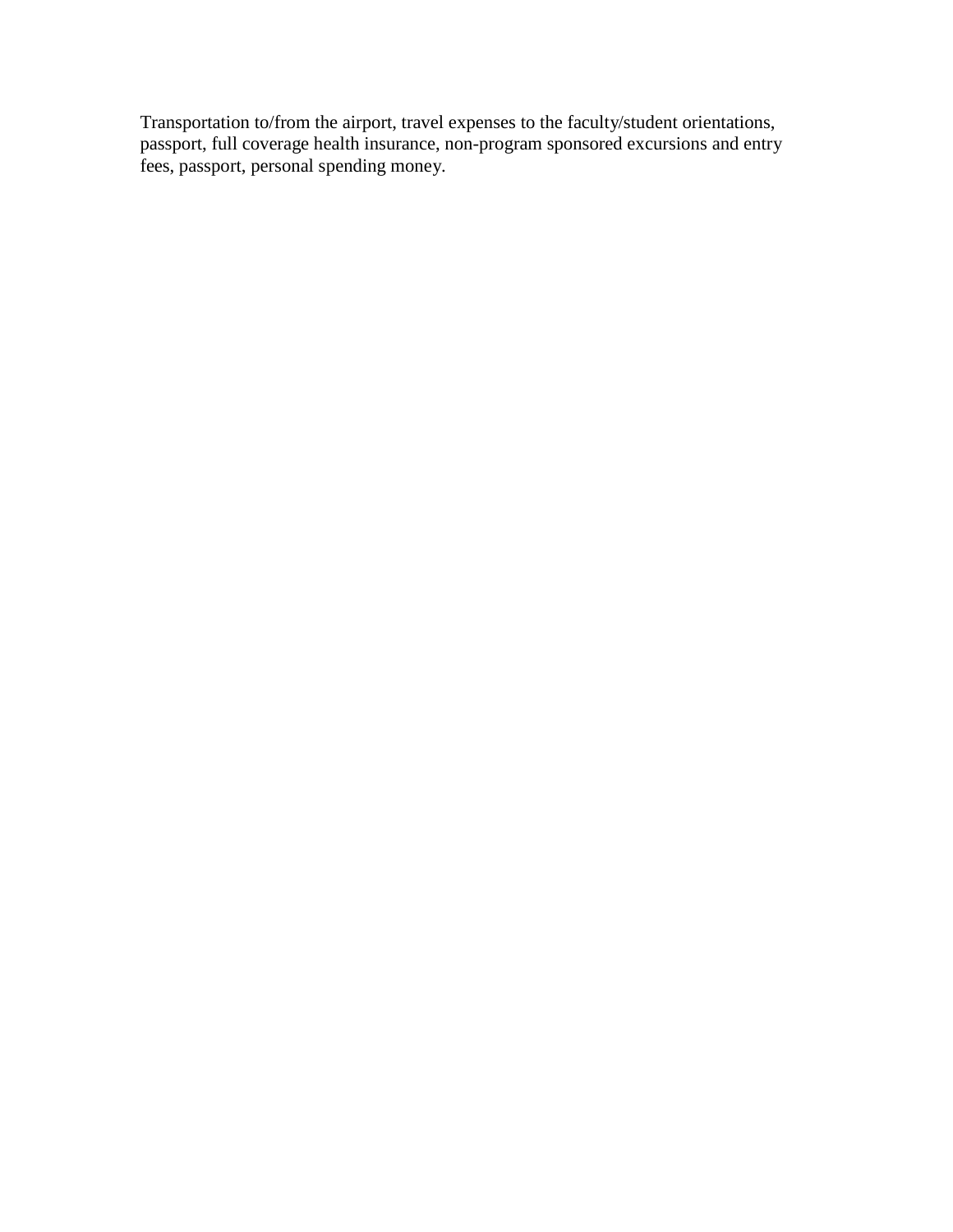Transportation to/from the airport, travel expenses to the faculty/student orientations, passport, full coverage health insurance, non-program sponsored excursions and entry fees, passport, personal spending money.